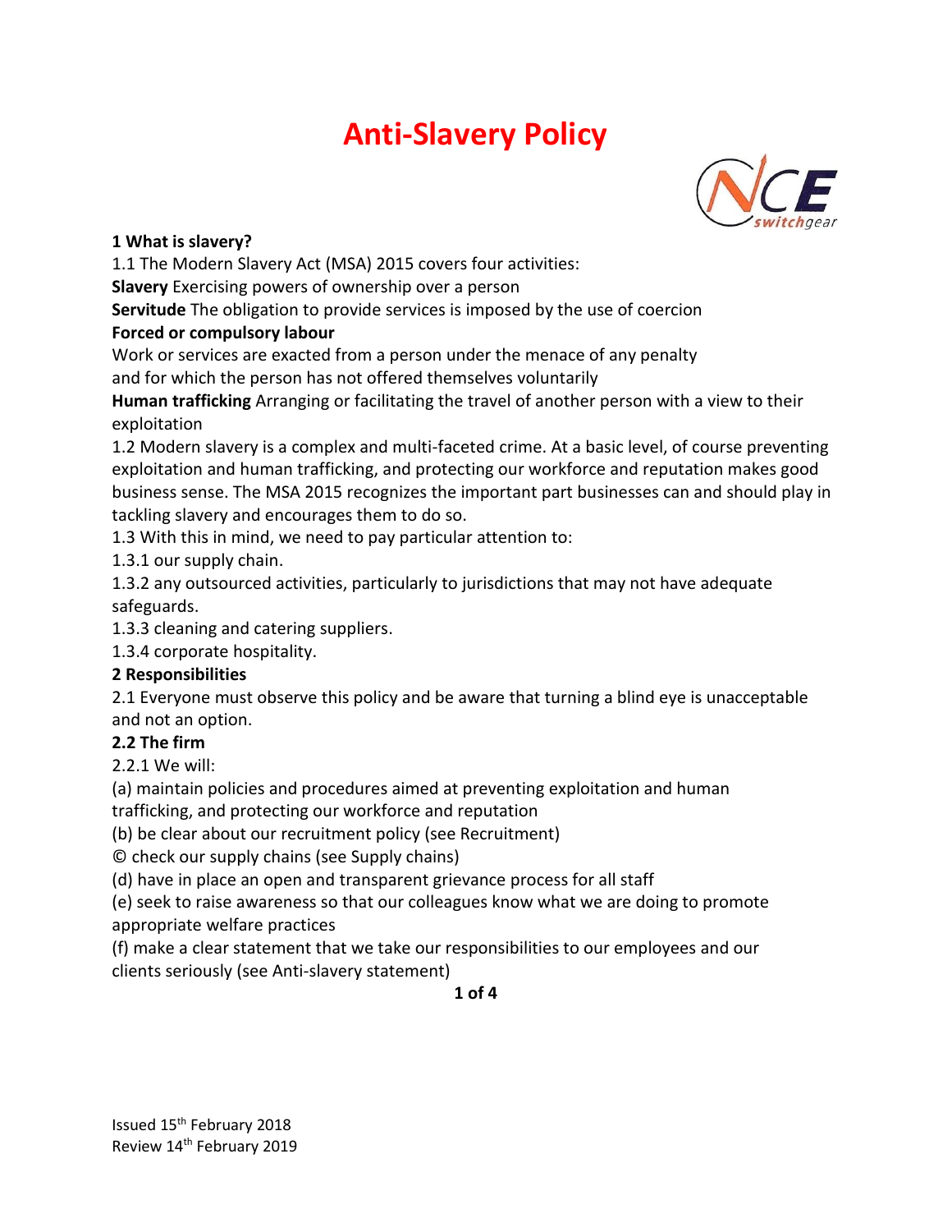# Anti-Slavery Policy

**1 What is slavery?**

1.1 The Modern Slavery Act (MSA) 2015 covers four activities:

**Slavery** Exercising powers of ownership over a person

**Servitude** The obligation to provide services is imposed by the use of coercion

**Forced or compulsory labour**

Work or services are exacted from a person under the menace of any penalty and for which the person has not offered themselves voluntarily

**Human trafficking** Arranging or facilitating the travel of another person with a view to their exploitation

1.2 Modern slavery is a complex and multi-faceted crime. At a basic level, of course preventing exploitation and human trafficking, and protecting our workforce and reputation makes good business sense. The MSA 2015 recognizes the important part businesses can and should play in tackling slavery and encourages them to do so.

1.3 With this in mind, we need to pay particular attention to:

1.3.1 our supply chain.

1.3.2 any outsourced activities, particularly to jurisdictions that may not have adequate safeguards.

1.3.3 cleaning and catering suppliers.

1.3.4 corporate hospitality.

**2 Responsibilities**

2.1 Everyone must observe this policy and be aware that turning a blind eye is unacceptable and not an option.

**2.2 The firm**

2.2.1 We will:

(a) maintain policies and procedures aimed at preventing exploitation and human trafficking, and protecting our workforce and reputation

(b) be clear about our recruitment policy (see Recruitment)

© check our supply chains (see Supply chains)

(d) have in place an open and transparent grievance process for all staff

(e) seek to raise awareness so that our colleagues know what we are doing to promote appropriate welfare practices

(f) make a clear statement that we take our responsibilities to our employees and our clients seriously (see Anti-slavery statement)

Issued 15th February 2018
Review 14th February 2019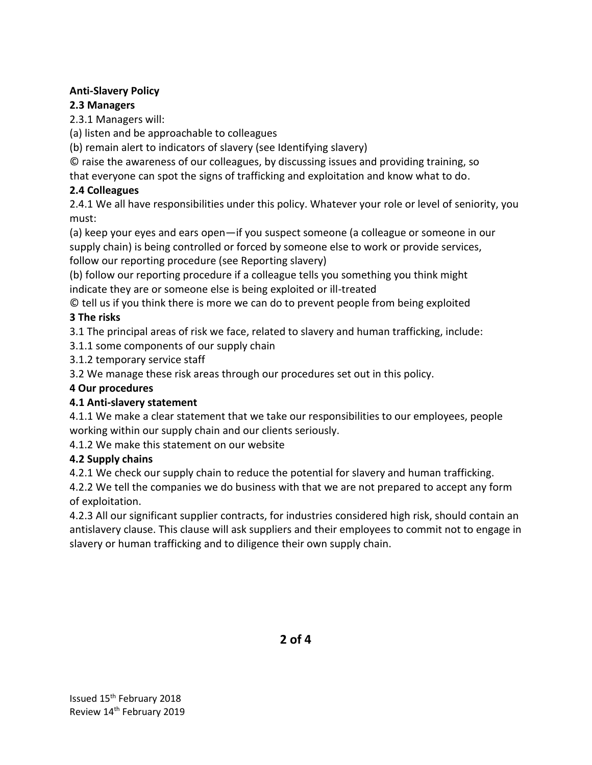**Anti-Slavery Policy**

**2.3 Managers**

2.3.1 Managers will:

(a) listen and be approachable to colleagues

(b) remain alert to indicators of slavery (see Identifying slavery)

© raise the awareness of our colleagues, by discussing issues and providing training, so that everyone can spot the signs of trafficking and exploitation and know what to do.

**2.4 Colleagues**

2.4.1 We all have responsibilities under this policy. Whatever your role or level of seniority, you must:

(a) keep your eyes and ears open—if you suspect someone (a colleague or someone in our supply chain) is being controlled or forced by someone else to work or provide services, follow our reporting procedure (see Reporting slavery)

(b) follow our reporting procedure if a colleague tells you something you think might indicate they are or someone else is being exploited or ill-treated

© tell us if you think there is more we can do to prevent people from being exploited

**3 The risks**

3.1 The principal areas of risk we face, related to slavery and human trafficking, include:

3.1.1 some components of our supply chain

3.1.2 temporary service staff

3.2 We manage these risk areas through our procedures set out in this policy.

**4 Our procedures**

**4.1 Anti-slavery statement**

4.1.1 We make a clear statement that we take our responsibilities to our employees, people working within our supply chain and our clients seriously.

4.1.2 We make this statement on our website

**4.2 Supply chains**

4.2.1 We check our supply chain to reduce the potential for slavery and human trafficking.

4.2.2 We tell the companies we do business with that we are not prepared to accept any form of exploitation.

4.2.3 All our significant supplier contracts, for industries considered high risk, should contain an antislavery clause. This clause will ask suppliers and their employees to commit not to engage in slavery or human trafficking and to diligence their own supply chain.

Issued 15th February 2018
Review 14th February 2019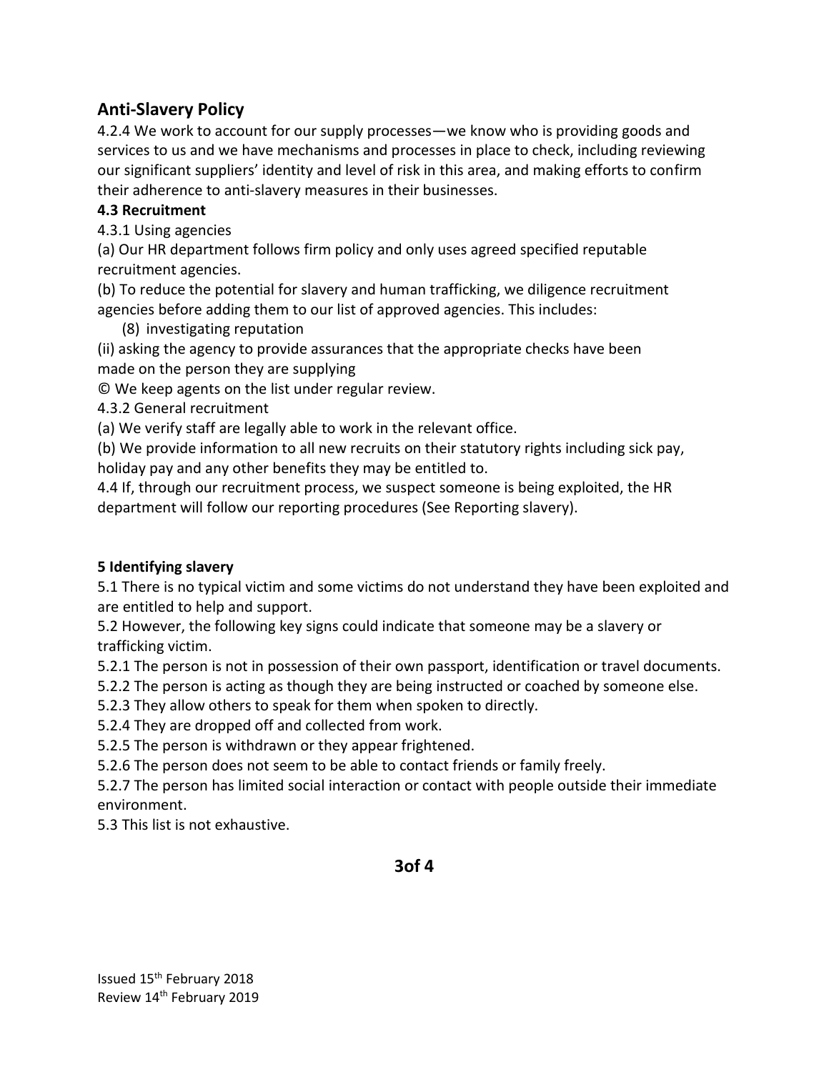## Anti-Slavery Policy

4.2.4 We work to account for our supply processes—we know who is providing goods and services to us and we have mechanisms and processes in place to check, including reviewing our significant suppliers' identity and level of risk in this area, and making efforts to confirm their adherence to anti-slavery measures in their businesses.

**4.3 Recruitment**

4.3.1 Using agencies

(a) Our HR department follows firm policy and only uses agreed specified reputable recruitment agencies.

(b) To reduce the potential for slavery and human trafficking, we diligence recruitment agencies before adding them to our list of approved agencies. This includes:

(8) investigating reputation

(ii) asking the agency to provide assurances that the appropriate checks have been made on the person they are supplying

© We keep agents on the list under regular review.

4.3.2 General recruitment

(a) We verify staff are legally able to work in the relevant office.

(b) We provide information to all new recruits on their statutory rights including sick pay, holiday pay and any other benefits they may be entitled to.

4.4 If, through our recruitment process, we suspect someone is being exploited, the HR department will follow our reporting procedures (See Reporting slavery).

**5 Identifying slavery**

5.1 There is no typical victim and some victims do not understand they have been exploited and are entitled to help and support.

5.2 However, the following key signs could indicate that someone may be a slavery or trafficking victim.

5.2.1 The person is not in possession of their own passport, identification or travel documents.

5.2.2 The person is acting as though they are being instructed or coached by someone else.

5.2.3 They allow others to speak for them when spoken to directly.

5.2.4 They are dropped off and collected from work.

5.2.5 The person is withdrawn or they appear frightened.

5.2.6 The person does not seem to be able to contact friends or family freely.

5.2.7 The person has limited social interaction or contact with people outside their immediate environment.

5.3 This list is not exhaustive.

Issued 15th February 2018
Review 14th February 2019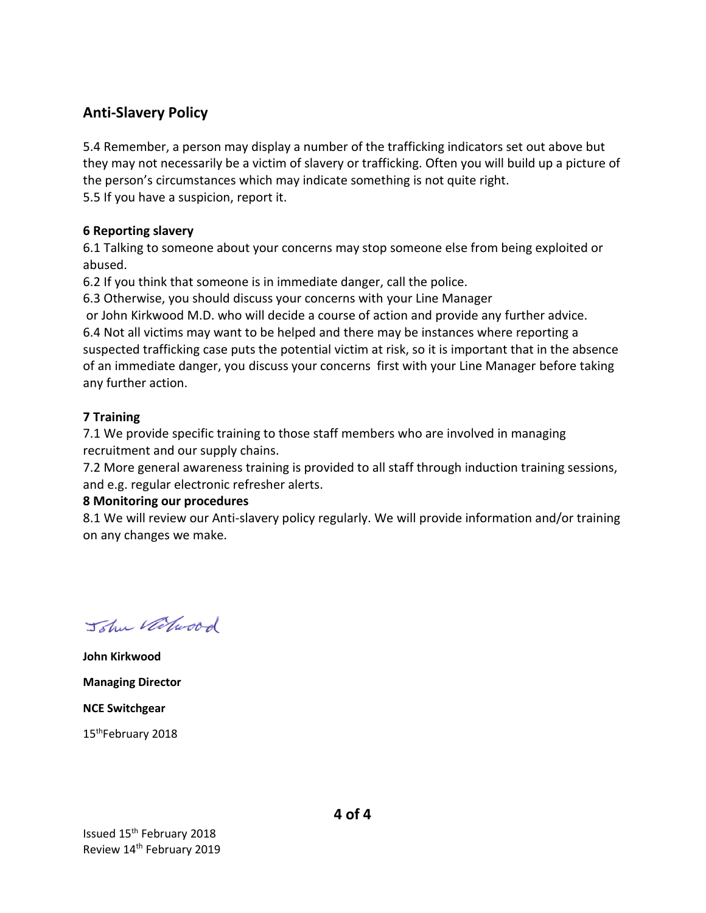## Anti-Slavery Policy

5.4 Remember, a person may display a number of the trafficking indicators set out above but they may not necessarily be a victim of slavery or trafficking. Often you will build up a picture of the person's circumstances which may indicate something is not quite right.
5.5 If you have a suspicion, report it.

**6 Reporting slavery**

6.1 Talking to someone about your concerns may stop someone else from being exploited or abused.
6.2 If you think that someone is in immediate danger, call the police.
6.3 Otherwise, you should discuss your concerns with your Line Manager
or John Kirkwood M.D. who will decide a course of action and provide any further advice.
6.4 Not all victims may want to be helped and there may be instances where reporting a suspected trafficking case puts the potential victim at risk, so it is important that in the absence of an immediate danger, you discuss your concerns first with your Line Manager before taking any further action.

**7 Training**

7.1 We provide specific training to those staff members who are involved in managing recruitment and our supply chains.
7.2 More general awareness training is provided to all staff through induction training sessions, and e.g. regular electronic refresher alerts.

**8 Monitoring our procedures**

8.1 We will review our Anti-slavery policy regularly. We will provide information and/or training on any changes we make.

John Kirkwood

**John Kirkwood**

**Managing Director**

**NCE Switchgear**

15th February 2018

Issued 15th February 2018
Review 14th February 2019